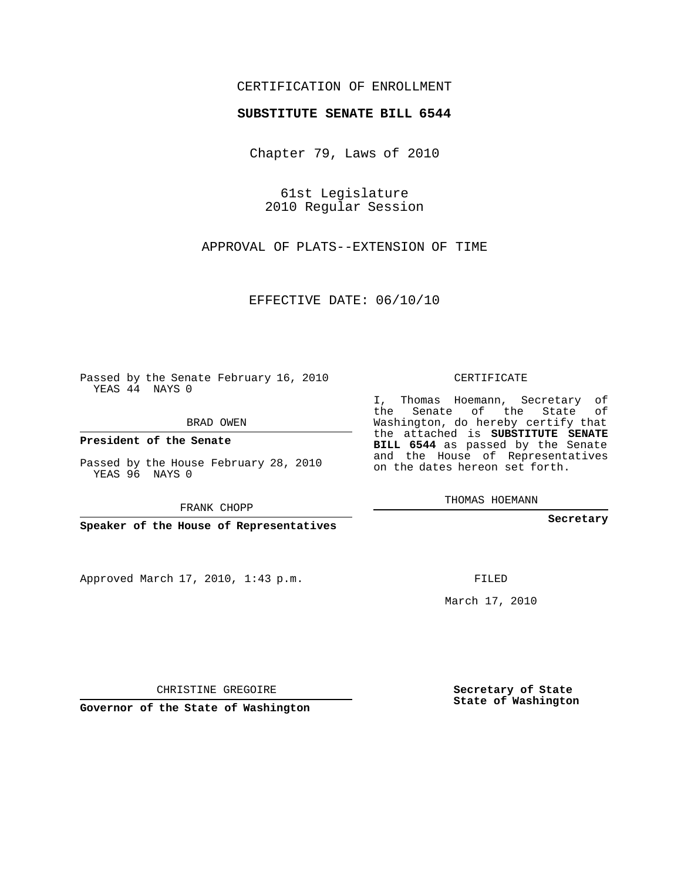CERTIFICATION OF ENROLLMENT

**SUBSTITUTE SENATE BILL 6544**

Chapter 79, Laws of 2010

61st Legislature
2010 Regular Session

APPROVAL OF PLATS--EXTENSION OF TIME

EFFECTIVE DATE: 06/10/10

Passed by the Senate February 16, 2010
YEAS 44 NAYS 0

BRAD OWEN

**President of the Senate**

Passed by the House February 28, 2010
YEAS 96 NAYS 0

FRANK CHOPP

**Speaker of the House of Representatives**

Approved March 17, 2010, 1:43 p.m.

CHRISTINE GREGOIRE

**Governor of the State of Washington**

CERTIFICATE

I, Thomas Hoemann, Secretary of the Senate of the State of Washington, do hereby certify that the attached is **SUBSTITUTE SENATE BILL 6544** as passed by the Senate and the House of Representatives on the dates hereon set forth.

THOMAS HOEMANN

**Secretary**

FILED

March 17, 2010

**Secretary of State**
**State of Washington**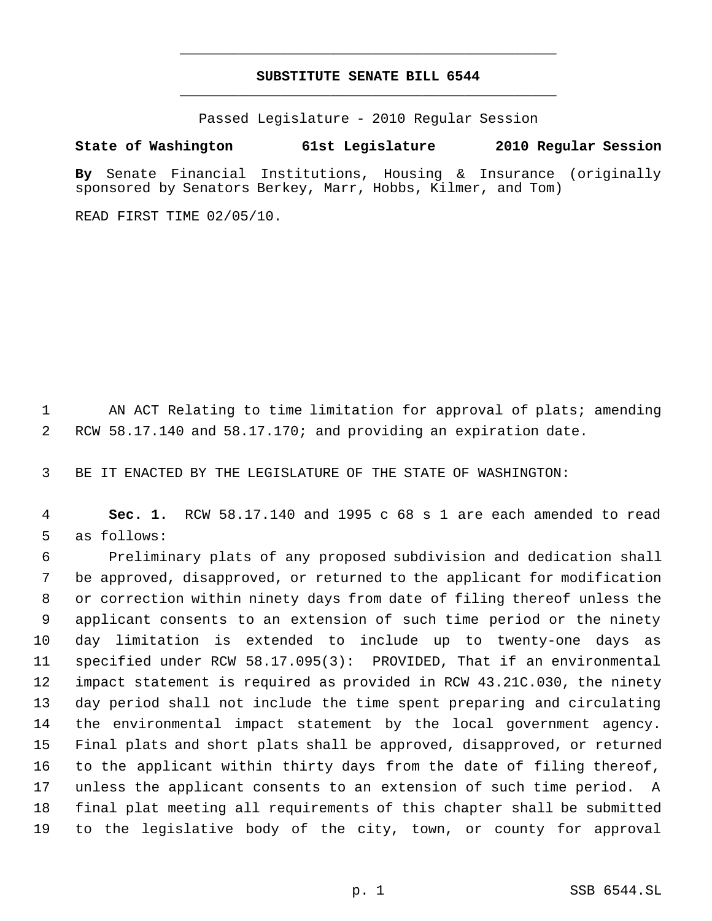# SUBSTITUTE SENATE BILL 6544

Passed Legislature - 2010 Regular Session

**State of Washington 61st Legislature 2010 Regular Session**

**By** Senate Financial Institutions, Housing & Insurance (originally sponsored by Senators Berkey, Marr, Hobbs, Kilmer, and Tom)

READ FIRST TIME 02/05/10.

1 AN ACT Relating to time limitation for approval of plats; amending
2 RCW 58.17.140 and 58.17.170; and providing an expiration date.

3 BE IT ENACTED BY THE LEGISLATURE OF THE STATE OF WASHINGTON:

4 **Sec. 1.** RCW 58.17.140 and 1995 c 68 s 1 are each amended to read
5 as follows:

6 Preliminary plats of any proposed subdivision and dedication shall
7 be approved, disapproved, or returned to the applicant for modification
8 or correction within ninety days from date of filing thereof unless the
9 applicant consents to an extension of such time period or the ninety
10 day limitation is extended to include up to twenty-one days as
11 specified under RCW 58.17.095(3): PROVIDED, That if an environmental
12 impact statement is required as provided in RCW 43.21C.030, the ninety
13 day period shall not include the time spent preparing and circulating
14 the environmental impact statement by the local government agency.
15 Final plats and short plats shall be approved, disapproved, or returned
16 to the applicant within thirty days from the date of filing thereof,
17 unless the applicant consents to an extension of such time period. A
18 final plat meeting all requirements of this chapter shall be submitted
19 to the legislative body of the city, town, or county for approval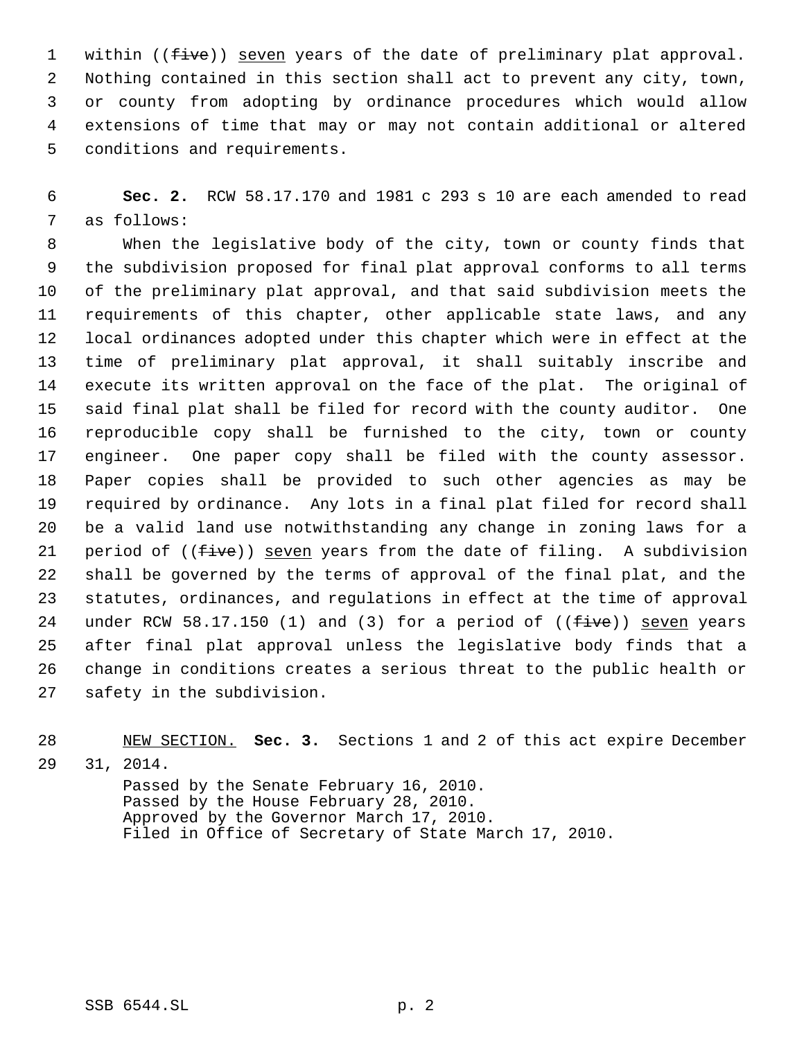within ((~~five~~)) <u>seven</u> years of the date of preliminary plat approval. Nothing contained in this section shall act to prevent any city, town, or county from adopting by ordinance procedures which would allow extensions of time that may or may not contain additional or altered conditions and requirements.

**Sec. 2.** RCW 58.17.170 and 1981 c 293 s 10 are each amended to read as follows:

When the legislative body of the city, town or county finds that the subdivision proposed for final plat approval conforms to all terms of the preliminary plat approval, and that said subdivision meets the requirements of this chapter, other applicable state laws, and any local ordinances adopted under this chapter which were in effect at the time of preliminary plat approval, it shall suitably inscribe and execute its written approval on the face of the plat. The original of said final plat shall be filed for record with the county auditor. One reproducible copy shall be furnished to the city, town or county engineer. One paper copy shall be filed with the county assessor. Paper copies shall be provided to such other agencies as may be required by ordinance. Any lots in a final plat filed for record shall be a valid land use notwithstanding any change in zoning laws for a period of ((~~five~~)) <u>seven</u> years from the date of filing. A subdivision shall be governed by the terms of approval of the final plat, and the statutes, ordinances, and regulations in effect at the time of approval under RCW 58.17.150 (1) and (3) for a period of ((~~five~~)) <u>seven</u> years after final plat approval unless the legislative body finds that a change in conditions creates a serious threat to the public health or safety in the subdivision.

<u>NEW SECTION.</u> **Sec. 3.** Sections 1 and 2 of this act expire December 31, 2014.

Passed by the Senate February 16, 2010.
Passed by the House February 28, 2010.
Approved by the Governor March 17, 2010.
Filed in Office of Secretary of State March 17, 2010.